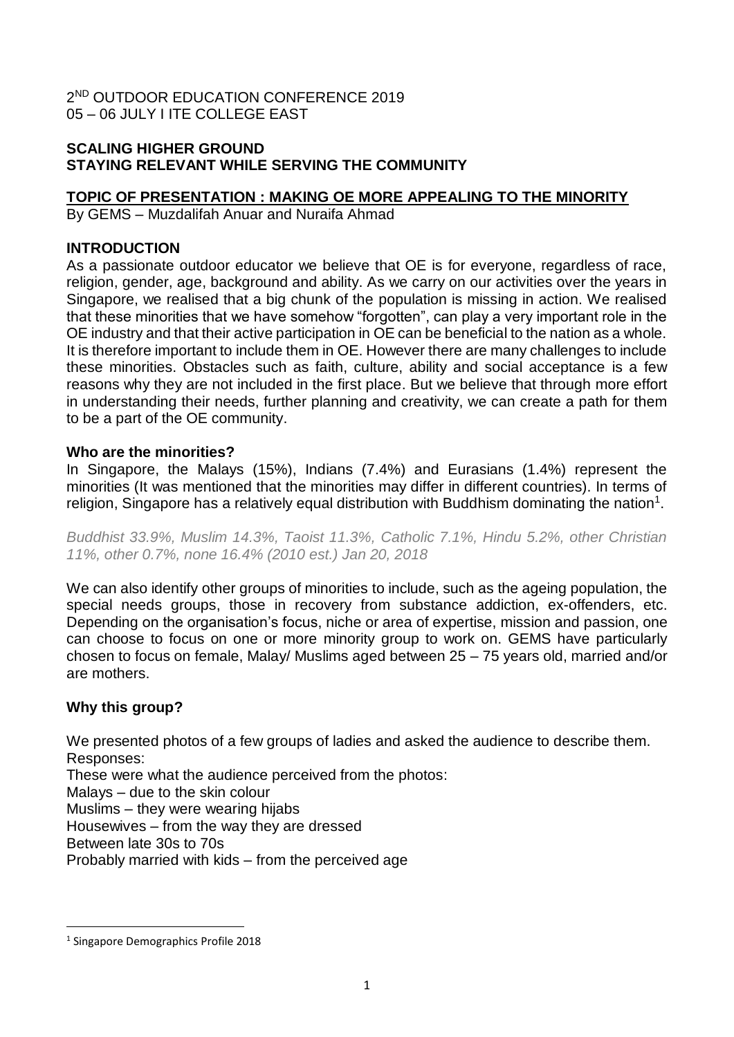2[ND] OUTDOOR EDUCATION CONFERENCE 2019
05 – 06 JULY I ITE COLLEGE EAST

**SCALING HIGHER GROUND**
**STAYING RELEVANT WHILE SERVING THE COMMUNITY**

## TOPIC OF PRESENTATION : MAKING OE MORE APPEALING TO THE MINORITY

By GEMS – Muzdalifah Anuar and Nuraifa Ahmad

### INTRODUCTION

As a passionate outdoor educator we believe that OE is for everyone, regardless of race, religion, gender, age, background and ability. As we carry on our activities over the years in Singapore, we realised that a big chunk of the population is missing in action. We realised that these minorities that we have somehow "forgotten", can play a very important role in the OE industry and that their active participation in OE can be beneficial to the nation as a whole. It is therefore important to include them in OE. However there are many challenges to include these minorities. Obstacles such as faith, culture, ability and social acceptance is a few reasons why they are not included in the first place. But we believe that through more effort in understanding their needs, further planning and creativity, we can create a path for them to be a part of the OE community.

### Who are the minorities?

In Singapore, the Malays (15%), Indians (7.4%) and Eurasians (1.4%) represent the minorities (It was mentioned that the minorities may differ in different countries). In terms of religion, Singapore has a relatively equal distribution with Buddhism dominating the nation[1].

*Buddhist 33.9%, Muslim 14.3%, Taoist 11.3%, Catholic 7.1%, Hindu 5.2%, other Christian 11%, other 0.7%, none 16.4% (2010 est.) Jan 20, 2018*

We can also identify other groups of minorities to include, such as the ageing population, the special needs groups, those in recovery from substance addiction, ex-offenders, etc. Depending on the organisation's focus, niche or area of expertise, mission and passion, one can choose to focus on one or more minority group to work on. GEMS have particularly chosen to focus on female, Malay/ Muslims aged between 25 – 75 years old, married and/or are mothers.

### Why this group?

We presented photos of a few groups of ladies and asked the audience to describe them.
Responses:
These were what the audience perceived from the photos:
Malays – due to the skin colour
Muslims – they were wearing hijabs
Housewives – from the way they are dressed
Between late 30s to 70s
Probably married with kids – from the perceived age

[1] Singapore Demographics Profile 2018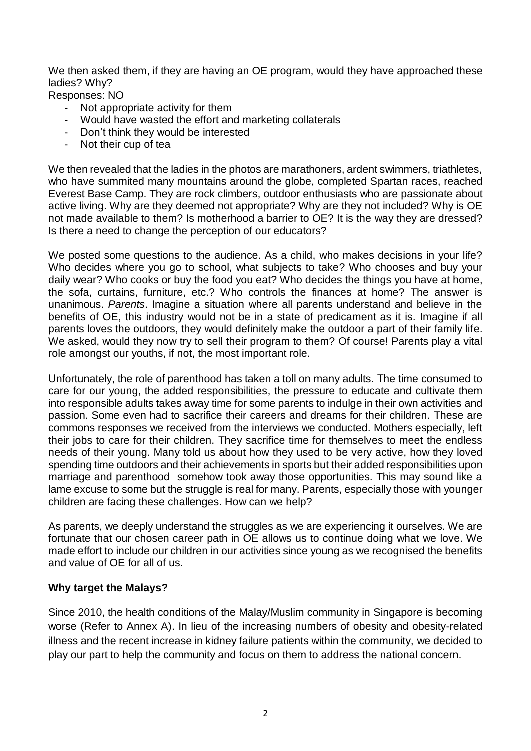We then asked them, if they are having an OE program, would they have approached these ladies? Why?

Responses: NO

- Not appropriate activity for them
- Would have wasted the effort and marketing collaterals
- Don't think they would be interested
- Not their cup of tea

We then revealed that the ladies in the photos are marathoners, ardent swimmers, triathletes, who have summited many mountains around the globe, completed Spartan races, reached Everest Base Camp. They are rock climbers, outdoor enthusiasts who are passionate about active living. Why are they deemed not appropriate? Why are they not included? Why is OE not made available to them? Is motherhood a barrier to OE? It is the way they are dressed? Is there a need to change the perception of our educators?

We posted some questions to the audience. As a child, who makes decisions in your life? Who decides where you go to school, what subjects to take? Who chooses and buy your daily wear? Who cooks or buy the food you eat? Who decides the things you have at home, the sofa, curtains, furniture, etc.? Who controls the finances at home? The answer is unanimous. *Parents*. Imagine a situation where all parents understand and believe in the benefits of OE, this industry would not be in a state of predicament as it is. Imagine if all parents loves the outdoors, they would definitely make the outdoor a part of their family life. We asked, would they now try to sell their program to them? Of course! Parents play a vital role amongst our youths, if not, the most important role.

Unfortunately, the role of parenthood has taken a toll on many adults. The time consumed to care for our young, the added responsibilities, the pressure to educate and cultivate them into responsible adults takes away time for some parents to indulge in their own activities and passion. Some even had to sacrifice their careers and dreams for their children. These are commons responses we received from the interviews we conducted. Mothers especially, left their jobs to care for their children. They sacrifice time for themselves to meet the endless needs of their young. Many told us about how they used to be very active, how they loved spending time outdoors and their achievements in sports but their added responsibilities upon marriage and parenthood somehow took away those opportunities. This may sound like a lame excuse to some but the struggle is real for many. Parents, especially those with younger children are facing these challenges. How can we help?

As parents, we deeply understand the struggles as we are experiencing it ourselves. We are fortunate that our chosen career path in OE allows us to continue doing what we love. We made effort to include our children in our activities since young as we recognised the benefits and value of OE for all of us.

**Why target the Malays?**

Since 2010, the health conditions of the Malay/Muslim community in Singapore is becoming worse (Refer to Annex A). In lieu of the increasing numbers of obesity and obesity-related illness and the recent increase in kidney failure patients within the community, we decided to play our part to help the community and focus on them to address the national concern.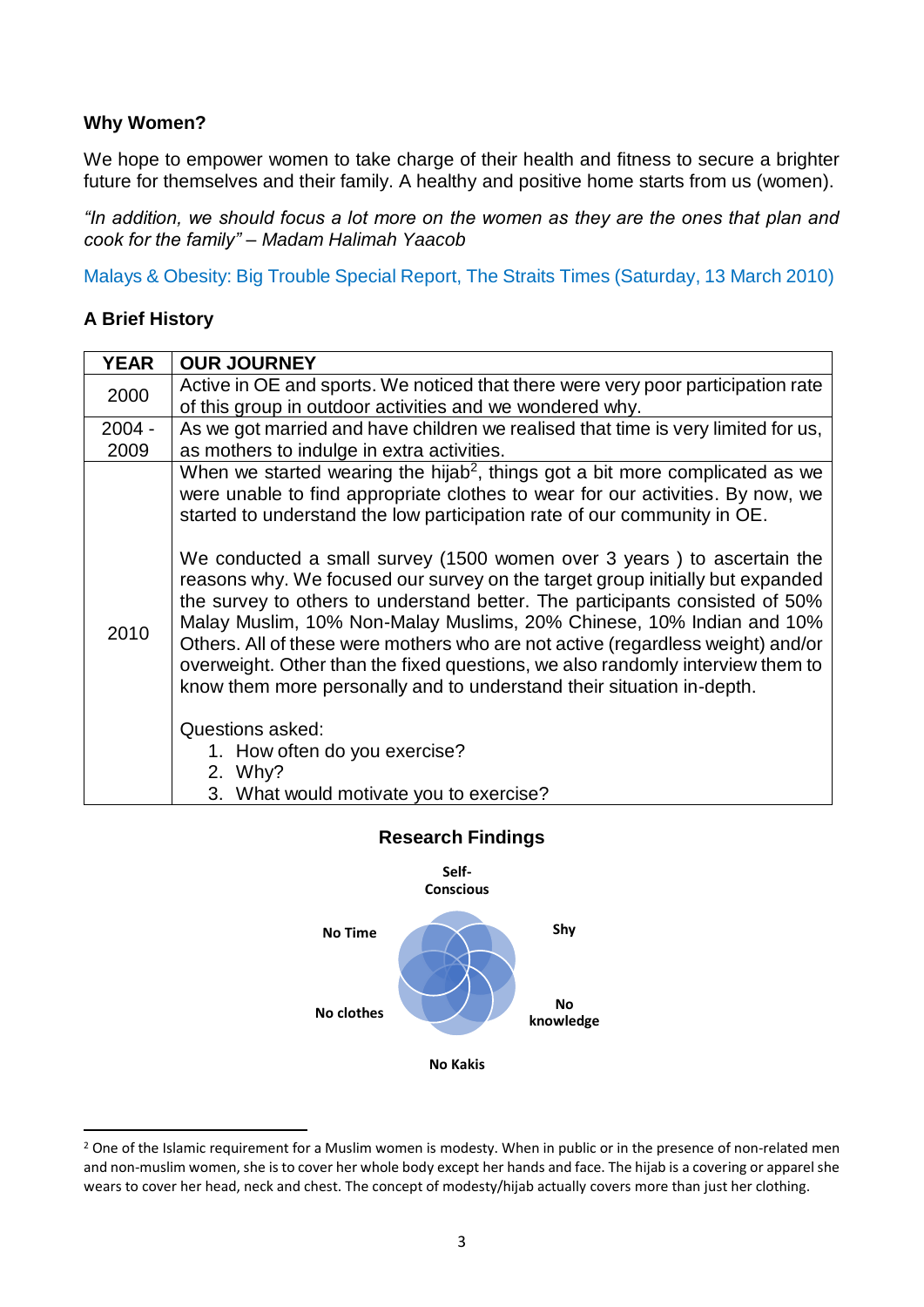**Why Women?**

We hope to empower women to take charge of their health and fitness to secure a brighter future for themselves and their family. A healthy and positive home starts from us (women).

*"In addition, we should focus a lot more on the women as they are the ones that plan and cook for the family" – Madam Halimah Yaacob*

Malays & Obesity: Big Trouble Special Report, The Straits Times (Saturday, 13 March 2010)

**A Brief History**

| YEAR | OUR JOURNEY |
|---|---|
| 2000 | Active in OE and sports. We noticed that there were very poor participation rate of this group in outdoor activities and we wondered why. |
| 2004 - 2009 | As we got married and have children we realised that time is very limited for us, as mothers to indulge in extra activities. |
| 2010 | When we started wearing the hijab[2], things got a bit more complicated as we were unable to find appropriate clothes to wear for our activities. By now, we started to understand the low participation rate of our community in OE.<br><br>We conducted a small survey (1500 women over 3 years ) to ascertain the reasons why. We focused our survey on the target group initially but expanded the survey to others to understand better. The participants consisted of 50% Malay Muslim, 10% Non-Malay Muslims, 20% Chinese, 10% Indian and 10% Others. All of these were mothers who are not active (regardless weight) and/or overweight. Other than the fixed questions, we also randomly interview them to know them more personally and to understand their situation in-depth.<br><br>Questions asked:<br>1. How often do you exercise?<br>2. Why?<br>3. What would motivate you to exercise? |

**Research Findings**

- Self-Conscious
- Shy
- No knowledge
- No Kakis
- No clothes
- No Time

[2] One of the Islamic requirement for a Muslim women is modesty. When in public or in the presence of non-related men and non-muslim women, she is to cover her whole body except her hands and face. The hijab is a covering or apparel she wears to cover her head, neck and chest. The concept of modesty/hijab actually covers more than just her clothing.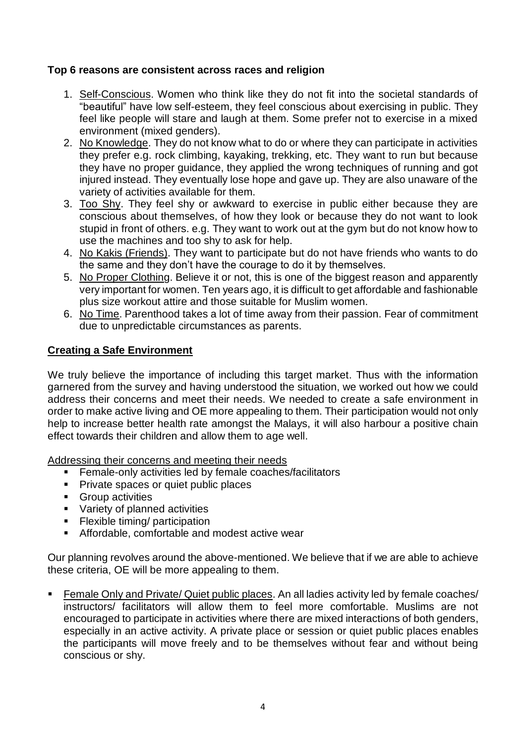**Top 6 reasons are consistent across races and religion**

1. Self-Conscious. Women who think like they do not fit into the societal standards of "beautiful" have low self-esteem, they feel conscious about exercising in public. They feel like people will stare and laugh at them. Some prefer not to exercise in a mixed environment (mixed genders).
2. No Knowledge. They do not know what to do or where they can participate in activities they prefer e.g. rock climbing, kayaking, trekking, etc. They want to run but because they have no proper guidance, they applied the wrong techniques of running and got injured instead. They eventually lose hope and gave up. They are also unaware of the variety of activities available for them.
3. Too Shy. They feel shy or awkward to exercise in public either because they are conscious about themselves, of how they look or because they do not want to look stupid in front of others. e.g. They want to work out at the gym but do not know how to use the machines and too shy to ask for help.
4. No Kakis (Friends). They want to participate but do not have friends who wants to do the same and they don't have the courage to do it by themselves.
5. No Proper Clothing. Believe it or not, this is one of the biggest reason and apparently very important for women. Ten years ago, it is difficult to get affordable and fashionable plus size workout attire and those suitable for Muslim women.
6. No Time. Parenthood takes a lot of time away from their passion. Fear of commitment due to unpredictable circumstances as parents.

**Creating a Safe Environment**

We truly believe the importance of including this target market. Thus with the information garnered from the survey and having understood the situation, we worked out how we could address their concerns and meet their needs. We needed to create a safe environment in order to make active living and OE more appealing to them. Their participation would not only help to increase better health rate amongst the Malays, it will also harbour a positive chain effect towards their children and allow them to age well.

Addressing their concerns and meeting their needs

- Female-only activities led by female coaches/facilitators
- Private spaces or quiet public places
- Group activities
- Variety of planned activities
- Flexible timing/ participation
- Affordable, comfortable and modest active wear

Our planning revolves around the above-mentioned. We believe that if we are able to achieve these criteria, OE will be more appealing to them.

- Female Only and Private/ Quiet public places. An all ladies activity led by female coaches/ instructors/ facilitators will allow them to feel more comfortable. Muslims are not encouraged to participate in activities where there are mixed interactions of both genders, especially in an active activity. A private place or session or quiet public places enables the participants will move freely and to be themselves without fear and without being conscious or shy.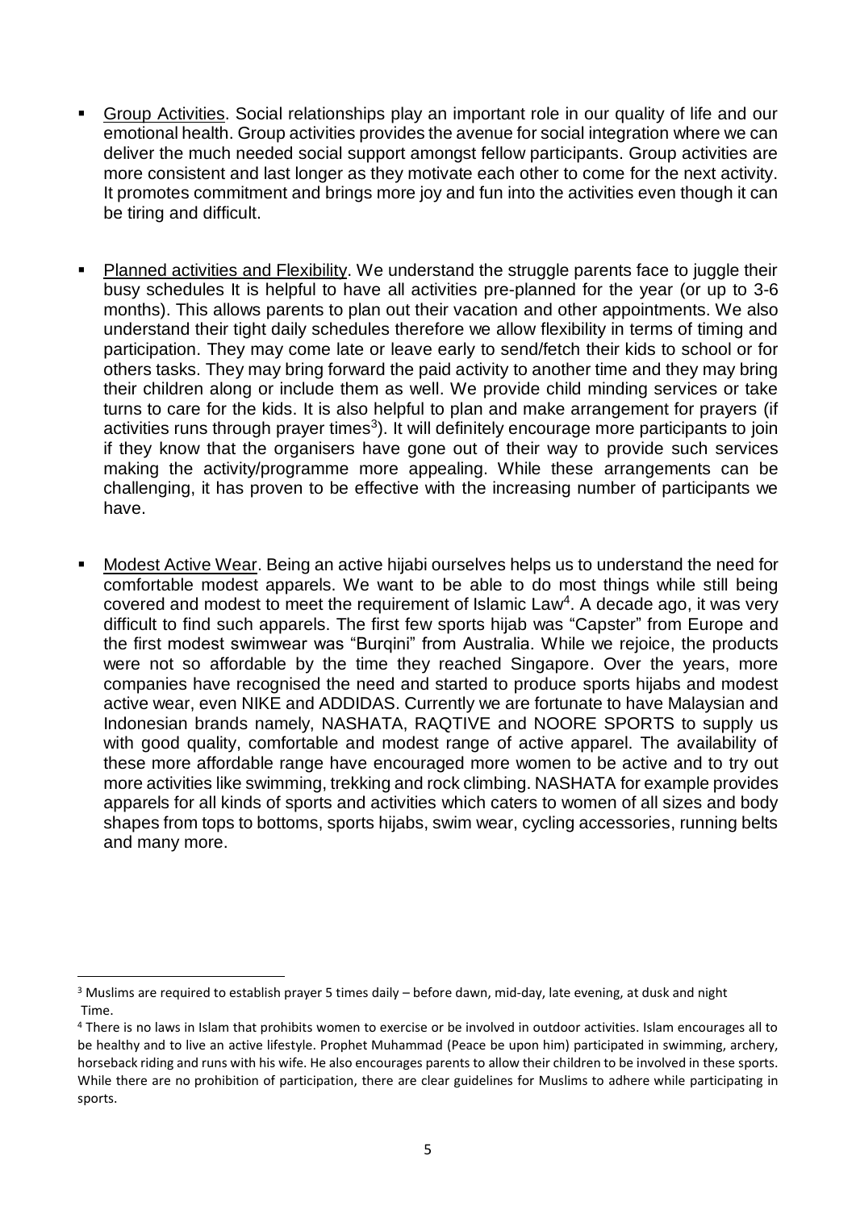- <u>Group Activities</u>. Social relationships play an important role in our quality of life and our emotional health. Group activities provides the avenue for social integration where we can deliver the much needed social support amongst fellow participants. Group activities are more consistent and last longer as they motivate each other to come for the next activity. It promotes commitment and brings more joy and fun into the activities even though it can be tiring and difficult.

- <u>Planned activities and Flexibility</u>. We understand the struggle parents face to juggle their busy schedules It is helpful to have all activities pre-planned for the year (or up to 3-6 months). This allows parents to plan out their vacation and other appointments. We also understand their tight daily schedules therefore we allow flexibility in terms of timing and participation. They may come late or leave early to send/fetch their kids to school or for others tasks. They may bring forward the paid activity to another time and they may bring their children along or include them as well. We provide child minding services or take turns to care for the kids. It is also helpful to plan and make arrangement for prayers (if activities runs through prayer times[3]). It will definitely encourage more participants to join if they know that the organisers have gone out of their way to provide such services making the activity/programme more appealing. While these arrangements can be challenging, it has proven to be effective with the increasing number of participants we have.

- <u>Modest Active Wear</u>. Being an active hijabi ourselves helps us to understand the need for comfortable modest apparels. We want to be able to do most things while still being covered and modest to meet the requirement of Islamic Law[4]. A decade ago, it was very difficult to find such apparels. The first few sports hijab was "Capster" from Europe and the first modest swimwear was "Burqini" from Australia. While we rejoice, the products were not so affordable by the time they reached Singapore. Over the years, more companies have recognised the need and started to produce sports hijabs and modest active wear, even NIKE and ADDIDAS. Currently we are fortunate to have Malaysian and Indonesian brands namely, NASHATA, RAQTIVE and NOORE SPORTS to supply us with good quality, comfortable and modest range of active apparel. The availability of these more affordable range have encouraged more women to be active and to try out more activities like swimming, trekking and rock climbing. NASHATA for example provides apparels for all kinds of sports and activities which caters to women of all sizes and body shapes from tops to bottoms, sports hijabs, swim wear, cycling accessories, running belts and many more.

---

[3] Muslims are required to establish prayer 5 times daily – before dawn, mid-day, late evening, at dusk and night Time.

[4] There is no laws in Islam that prohibits women to exercise or be involved in outdoor activities. Islam encourages all to be healthy and to live an active lifestyle. Prophet Muhammad (Peace be upon him) participated in swimming, archery, horseback riding and runs with his wife. He also encourages parents to allow their children to be involved in these sports. While there are no prohibition of participation, there are clear guidelines for Muslims to adhere while participating in sports.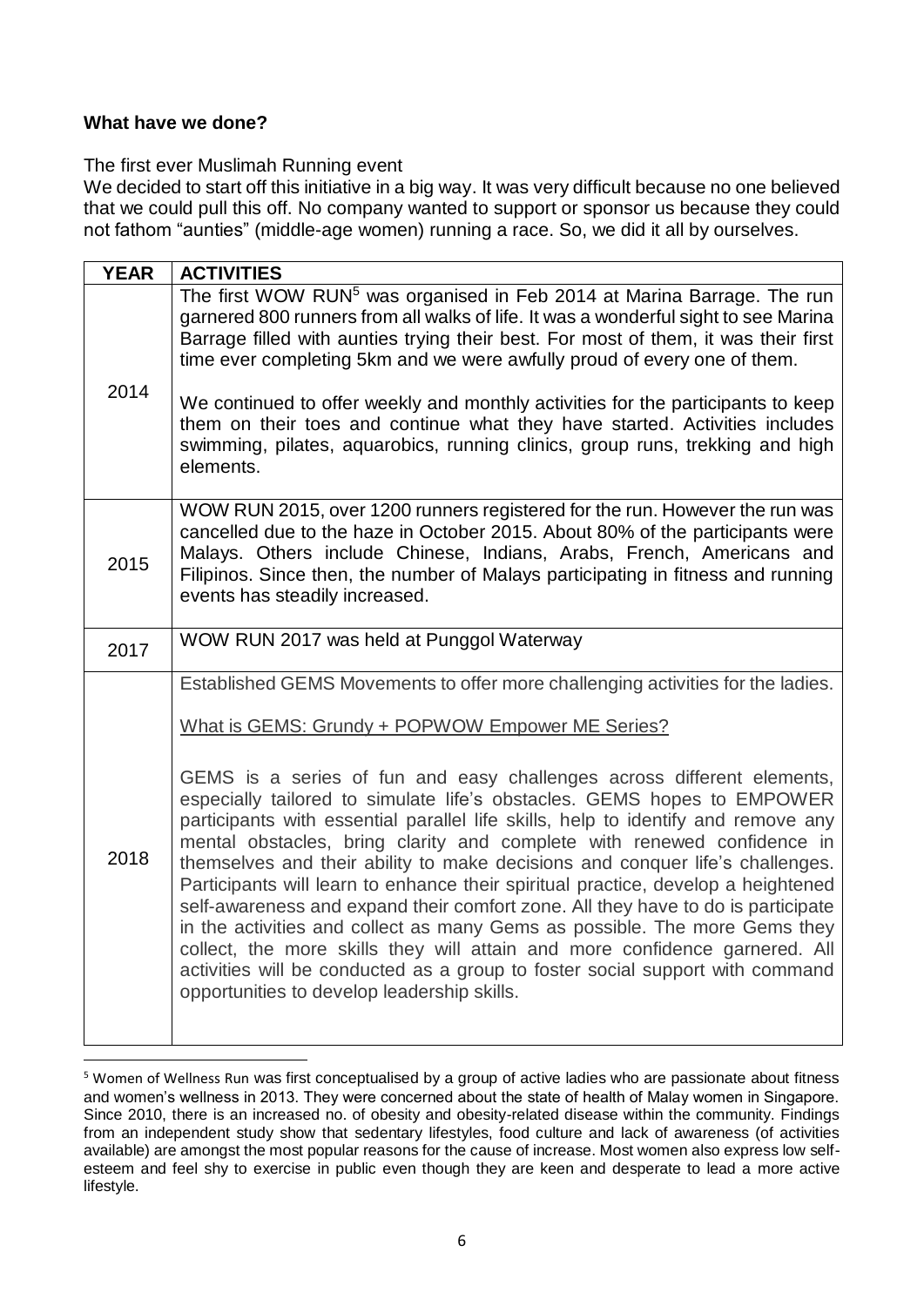**What have we done?**

The first ever Muslimah Running event
We decided to start off this initiative in a big way. It was very difficult because no one believed that we could pull this off. No company wanted to support or sponsor us because they could not fathom "aunties" (middle-age women) running a race. So, we did it all by ourselves.

| YEAR | ACTIVITIES |
|---|---|
| 2014 | The first WOW RUN[5] was organised in Feb 2014 at Marina Barrage. The run garnered 800 runners from all walks of life. It was a wonderful sight to see Marina Barrage filled with aunties trying their best. For most of them, it was their first time ever completing 5km and we were awfully proud of every one of them.<br><br>We continued to offer weekly and monthly activities for the participants to keep them on their toes and continue what they have started. Activities includes swimming, pilates, aquarobics, running clinics, group runs, trekking and high elements. |
| 2015 | WOW RUN 2015, over 1200 runners registered for the run. However the run was cancelled due to the haze in October 2015. About 80% of the participants were Malays. Others include Chinese, Indians, Arabs, French, Americans and Filipinos. Since then, the number of Malays participating in fitness and running events has steadily increased. |
| 2017 | WOW RUN 2017 was held at Punggol Waterway |
| 2018 | Established GEMS Movements to offer more challenging activities for the ladies.<br><br>What is GEMS: Grundy + POPWOW Empower ME Series?<br><br>GEMS is a series of fun and easy challenges across different elements, especially tailored to simulate life's obstacles. GEMS hopes to EMPOWER participants with essential parallel life skills, help to identify and remove any mental obstacles, bring clarity and complete with renewed confidence in themselves and their ability to make decisions and conquer life's challenges. Participants will learn to enhance their spiritual practice, develop a heightened self-awareness and expand their comfort zone. All they have to do is participate in the activities and collect as many Gems as possible. The more Gems they collect, the more skills they will attain and more confidence garnered. All activities will be conducted as a group to foster social support with command opportunities to develop leadership skills. |

[5] Women of Wellness Run was first conceptualised by a group of active ladies who are passionate about fitness and women's wellness in 2013. They were concerned about the state of health of Malay women in Singapore. Since 2010, there is an increased no. of obesity and obesity-related disease within the community. Findings from an independent study show that sedentary lifestyles, food culture and lack of awareness (of activities available) are amongst the most popular reasons for the cause of increase. Most women also express low self-esteem and feel shy to exercise in public even though they are keen and desperate to lead a more active lifestyle.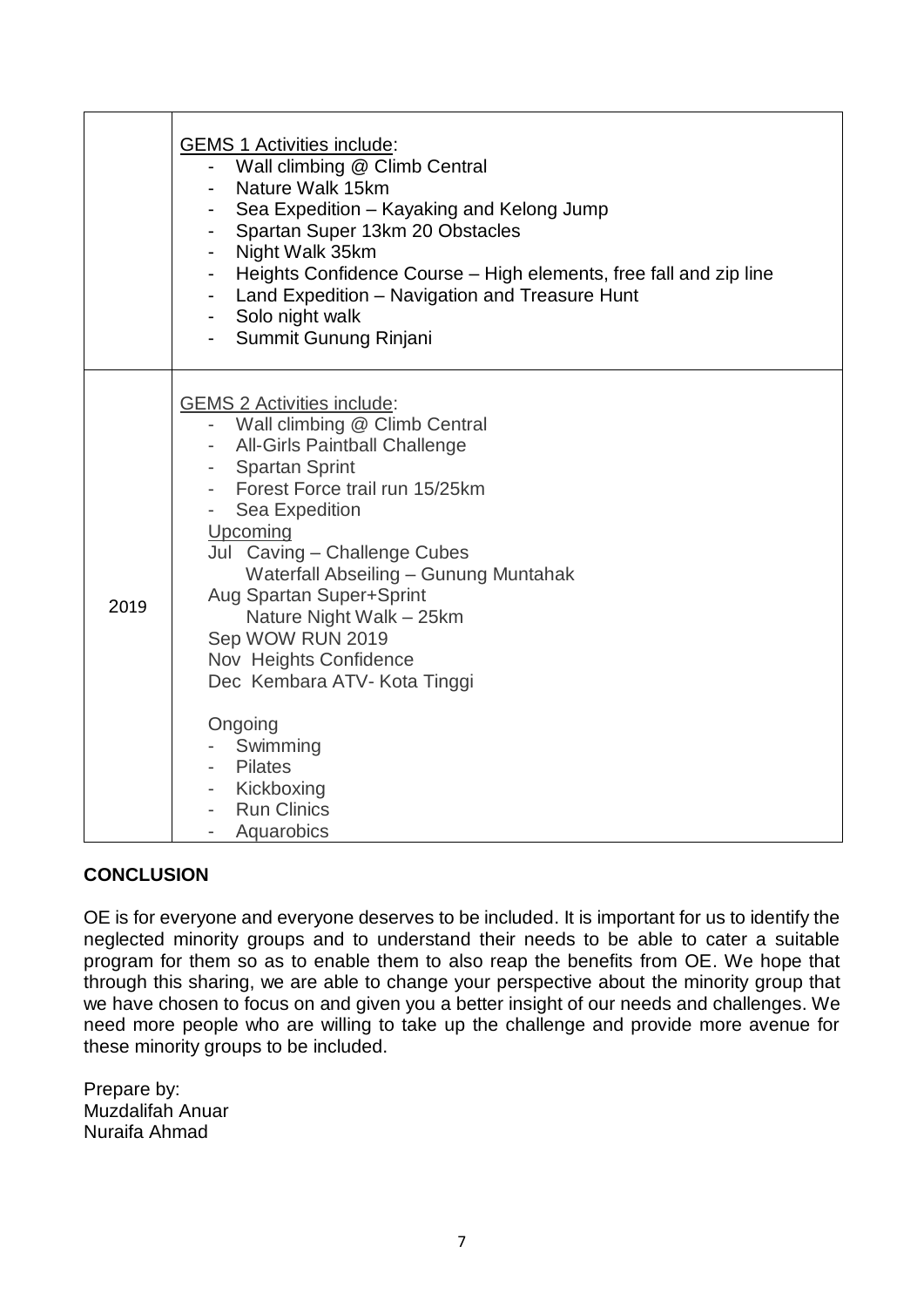| | |
|---|---|
| | <u>GEMS 1 Activities include</u>:<br>- Wall climbing @ Climb Central<br>- Nature Walk 15km<br>- Sea Expedition – Kayaking and Kelong Jump<br>- Spartan Super 13km 20 Obstacles<br>- Night Walk 35km<br>- Heights Confidence Course – High elements, free fall and zip line<br>- Land Expedition – Navigation and Treasure Hunt<br>- Solo night walk<br>- Summit Gunung Rinjani |
| 2019 | <u>GEMS 2 Activities include</u>:<br>- Wall climbing @ Climb Central<br>- All-Girls Paintball Challenge<br>- Spartan Sprint<br>- Forest Force trail run 15/25km<br>- Sea Expedition<br><u>Upcoming</u><br>Jul Caving – Challenge Cubes<br>Waterfall Abseiling – Gunung Muntahak<br>Aug Spartan Super+Sprint<br>Nature Night Walk – 25km<br>Sep WOW RUN 2019<br>Nov Heights Confidence<br>Dec Kembara ATV- Kota Tinggi<br><br>Ongoing<br>- Swimming<br>- Pilates<br>- Kickboxing<br>- Run Clinics<br>- Aquarobics |

**CONCLUSION**

OE is for everyone and everyone deserves to be included. It is important for us to identify the neglected minority groups and to understand their needs to be able to cater a suitable program for them so as to enable them to also reap the benefits from OE. We hope that through this sharing, we are able to change your perspective about the minority group that we have chosen to focus on and given you a better insight of our needs and challenges. We need more people who are willing to take up the challenge and provide more avenue for these minority groups to be included.

Prepare by:
Muzdalifah Anuar
Nuraifa Ahmad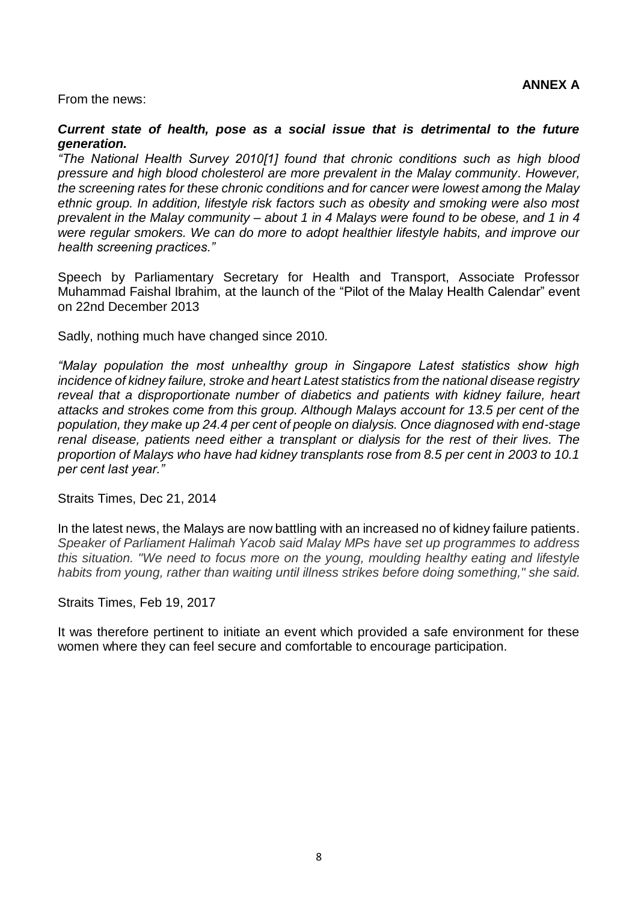**ANNEX A**

From the news:

***Current state of health, pose as a social issue that is detrimental to the future generation.***

*"The National Health Survey 2010[1] found that chronic conditions such as high blood pressure and high blood cholesterol are more prevalent in the Malay community. However, the screening rates for these chronic conditions and for cancer were lowest among the Malay ethnic group. In addition, lifestyle risk factors such as obesity and smoking were also most prevalent in the Malay community – about 1 in 4 Malays were found to be obese, and 1 in 4 were regular smokers. We can do more to adopt healthier lifestyle habits, and improve our health screening practices."*

Speech by Parliamentary Secretary for Health and Transport, Associate Professor Muhammad Faishal Ibrahim, at the launch of the "Pilot of the Malay Health Calendar" event on 22nd December 2013

Sadly, nothing much have changed since 2010.

*"Malay population the most unhealthy group in Singapore Latest statistics show high incidence of kidney failure, stroke and heart Latest statistics from the national disease registry reveal that a disproportionate number of diabetics and patients with kidney failure, heart attacks and strokes come from this group. Although Malays account for 13.5 per cent of the population, they make up 24.4 per cent of people on dialysis. Once diagnosed with end-stage renal disease, patients need either a transplant or dialysis for the rest of their lives. The proportion of Malays who have had kidney transplants rose from 8.5 per cent in 2003 to 10.1 per cent last year."*

Straits Times, Dec 21, 2014

In the latest news, the Malays are now battling with an increased no of kidney failure patients. *Speaker of Parliament Halimah Yacob said Malay MPs have set up programmes to address this situation. "We need to focus more on the young, moulding healthy eating and lifestyle habits from young, rather than waiting until illness strikes before doing something," she said.*

Straits Times, Feb 19, 2017

It was therefore pertinent to initiate an event which provided a safe environment for these women where they can feel secure and comfortable to encourage participation.